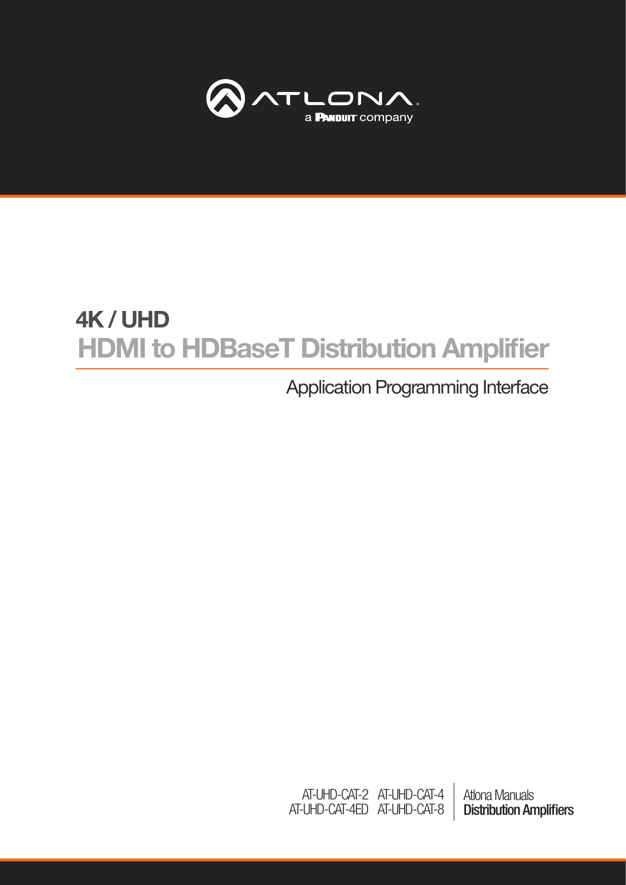ATLONA
a PANDUIT company

# 4K / UHD

# HDMI to HDBaseT Distribution Amplifier

## Application Programming Interface

AT-UHD-CAT-2 AT-UHD-CAT-4
AT-UHD-CAT-4ED AT-UHD-CAT-8

Atlona Manuals
**Distribution Amplifiers**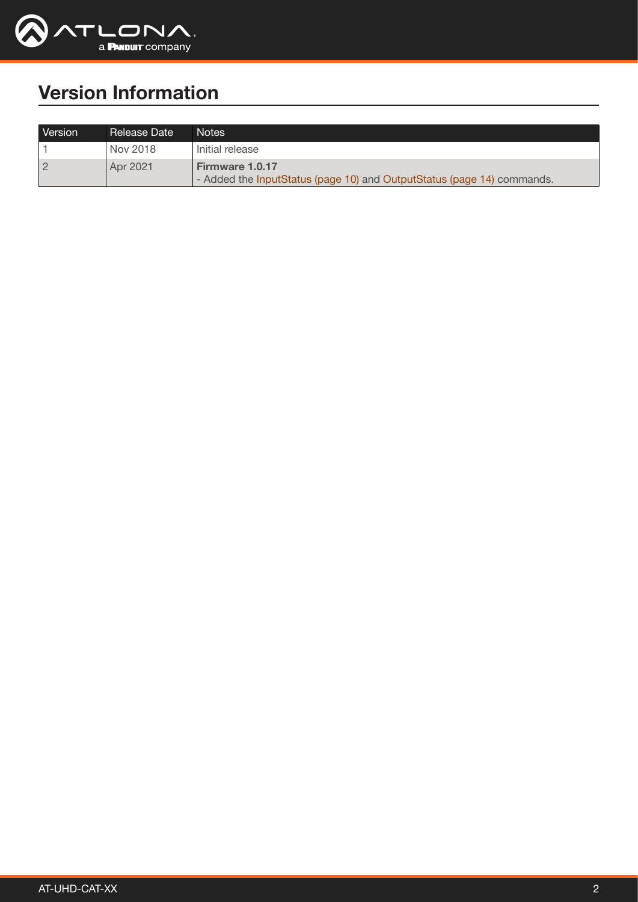# Version Information

| Version | Release Date | Notes |
|---|---|---|
| 1 | Nov 2018 | Initial release |
| 2 | Apr 2021 | **Firmware 1.0.17**<br>- Added the InputStatus (page 10) and OutputStatus (page 14) commands. |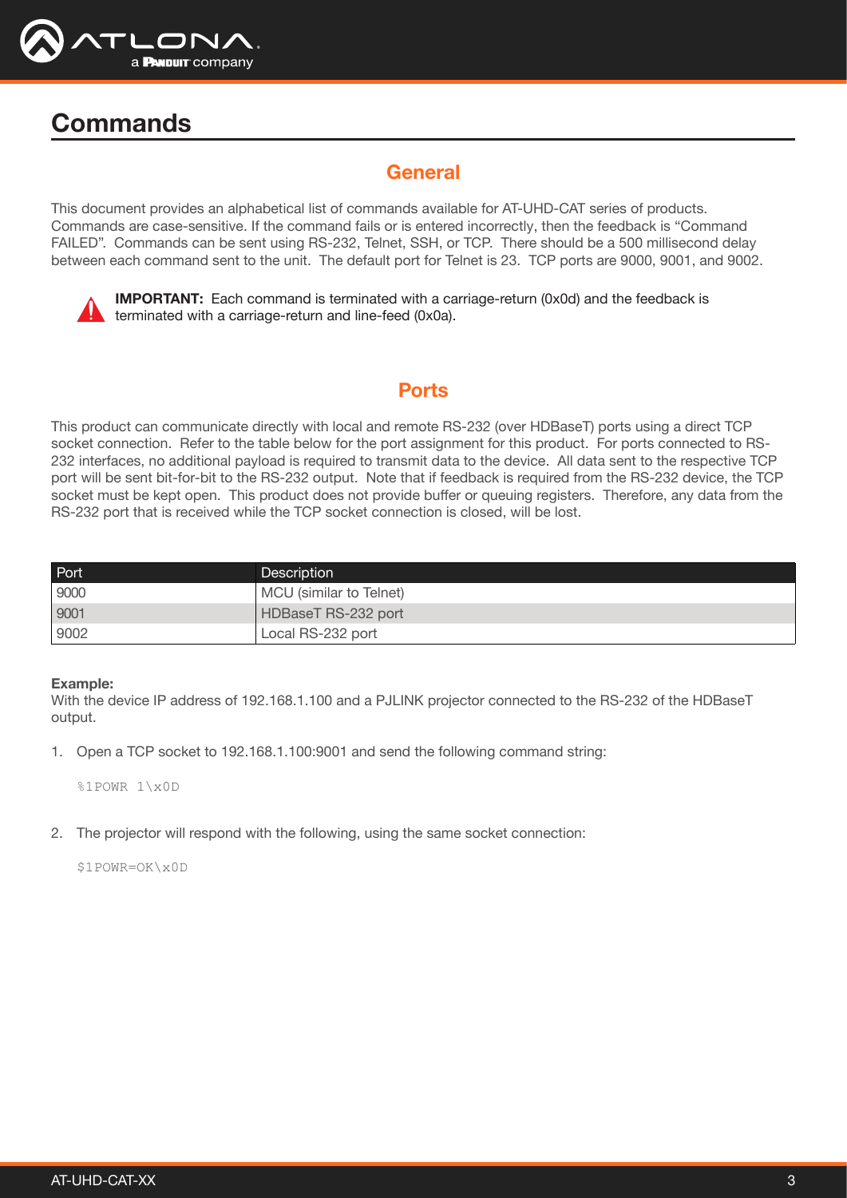# Commands

## General

This document provides an alphabetical list of commands available for AT-UHD-CAT series of products. Commands are case-sensitive. If the command fails or is entered incorrectly, then the feedback is "Command FAILED". Commands can be sent using RS-232, Telnet, SSH, or TCP. There should be a 500 millisecond delay between each command sent to the unit. The default port for Telnet is 23. TCP ports are 9000, 9001, and 9002.

**IMPORTANT:** Each command is terminated with a carriage-return (0x0d) and the feedback is terminated with a carriage-return and line-feed (0x0a).

## Ports

This product can communicate directly with local and remote RS-232 (over HDBaseT) ports using a direct TCP socket connection. Refer to the table below for the port assignment for this product. For ports connected to RS-232 interfaces, no additional payload is required to transmit data to the device. All data sent to the respective TCP port will be sent bit-for-bit to the RS-232 output. Note that if feedback is required from the RS-232 device, the TCP socket must be kept open. This product does not provide buffer or queuing registers. Therefore, any data from the RS-232 port that is received while the TCP socket connection is closed, will be lost.

| Port | Description |
|---|---|
| 9000 | MCU (similar to Telnet) |
| 9001 | HDBaseT RS-232 port |
| 9002 | Local RS-232 port |

**Example:**
With the device IP address of 192.168.1.100 and a PJLINK projector connected to the RS-232 of the HDBaseT output.

1. Open a TCP socket to 192.168.1.100:9001 and send the following command string:

```
%1POWR 1\x0D
```

2. The projector will respond with the following, using the same socket connection:

```
$1POWR=OK\x0D
```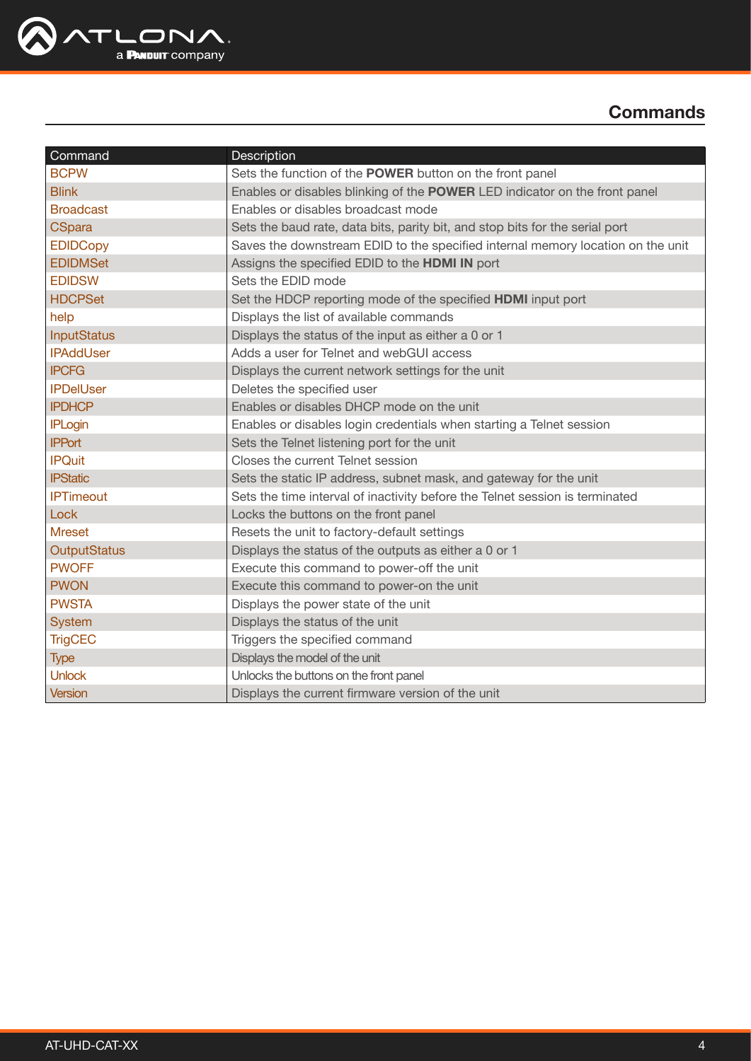## Commands

| Command | Description |
|---|---|
| BCPW | Sets the function of the **POWER** button on the front panel |
| Blink | Enables or disables blinking of the **POWER** LED indicator on the front panel |
| Broadcast | Enables or disables broadcast mode |
| CSpara | Sets the baud rate, data bits, parity bit, and stop bits for the serial port |
| EDIDCopy | Saves the downstream EDID to the specified internal memory location on the unit |
| EDIDMSet | Assigns the specified EDID to the **HDMI IN** port |
| EDIDSW | Sets the EDID mode |
| HDCPSet | Set the HDCP reporting mode of the specified **HDMI** input port |
| help | Displays the list of available commands |
| InputStatus | Displays the status of the input as either a 0 or 1 |
| IPAddUser | Adds a user for Telnet and webGUI access |
| IPCFG | Displays the current network settings for the unit |
| IPDelUser | Deletes the specified user |
| IPDHCP | Enables or disables DHCP mode on the unit |
| IPLogin | Enables or disables login credentials when starting a Telnet session |
| IPPort | Sets the Telnet listening port for the unit |
| IPQuit | Closes the current Telnet session |
| IPStatic | Sets the static IP address, subnet mask, and gateway for the unit |
| IPTimeout | Sets the time interval of inactivity before the Telnet session is terminated |
| Lock | Locks the buttons on the front panel |
| Mreset | Resets the unit to factory-default settings |
| OutputStatus | Displays the status of the outputs as either a 0 or 1 |
| PWOFF | Execute this command to power-off the unit |
| PWON | Execute this command to power-on the unit |
| PWSTA | Displays the power state of the unit |
| System | Displays the status of the unit |
| TrigCEC | Triggers the specified command |
| Type | Displays the model of the unit |
| Unlock | Unlocks the buttons on the front panel |
| Version | Displays the current firmware version of the unit |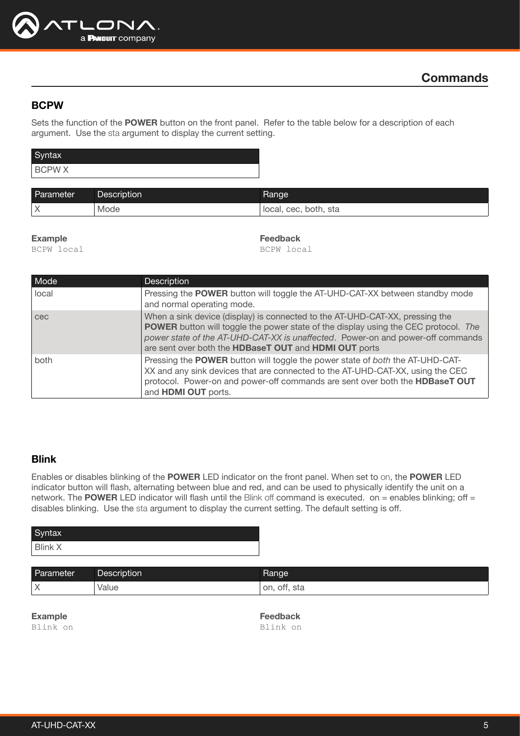## Commands

### BCPW

Sets the function of the **POWER** button on the front panel. Refer to the table below for a description of each argument. Use the sta argument to display the current setting.

| Syntax |
|---|
| BCPW X |

| Parameter | Description | Range |
|---|---|---|
| X | Mode | local, cec, both, sta |

**Example**

```
BCPW local
```

**Feedback**

```
BCPW local
```

| Mode | Description |
|---|---|
| local | Pressing the **POWER** button will toggle the AT-UHD-CAT-XX between standby mode and normal operating mode. |
| cec | When a sink device (display) is connected to the AT-UHD-CAT-XX, pressing the **POWER** button will toggle the power state of the display using the CEC protocol. *The power state of the AT-UHD-CAT-XX is unaffected*. Power-on and power-off commands are sent over both the **HDBaseT OUT** and **HDMI OUT** ports |
| both | Pressing the **POWER** button will toggle the power state of *both* the AT-UHD-CAT-XX and any sink devices that are connected to the AT-UHD-CAT-XX, using the CEC protocol. Power-on and power-off commands are sent over both the **HDBaseT OUT** and **HDMI OUT** ports. |

### Blink

Enables or disables blinking of the **POWER** LED indicator on the front panel. When set to on, the **POWER** LED indicator button will flash, alternating between blue and red, and can be used to physically identify the unit on a network. The **POWER** LED indicator will flash until the Blink off command is executed. on = enables blinking; off = disables blinking. Use the sta argument to display the current setting. The default setting is off.

| Syntax |
|---|
| Blink X |

| Parameter | Description | Range |
|---|---|---|
| X | Value | on, off, sta |

**Example**

```
Blink on
```

**Feedback**

```
Blink on
```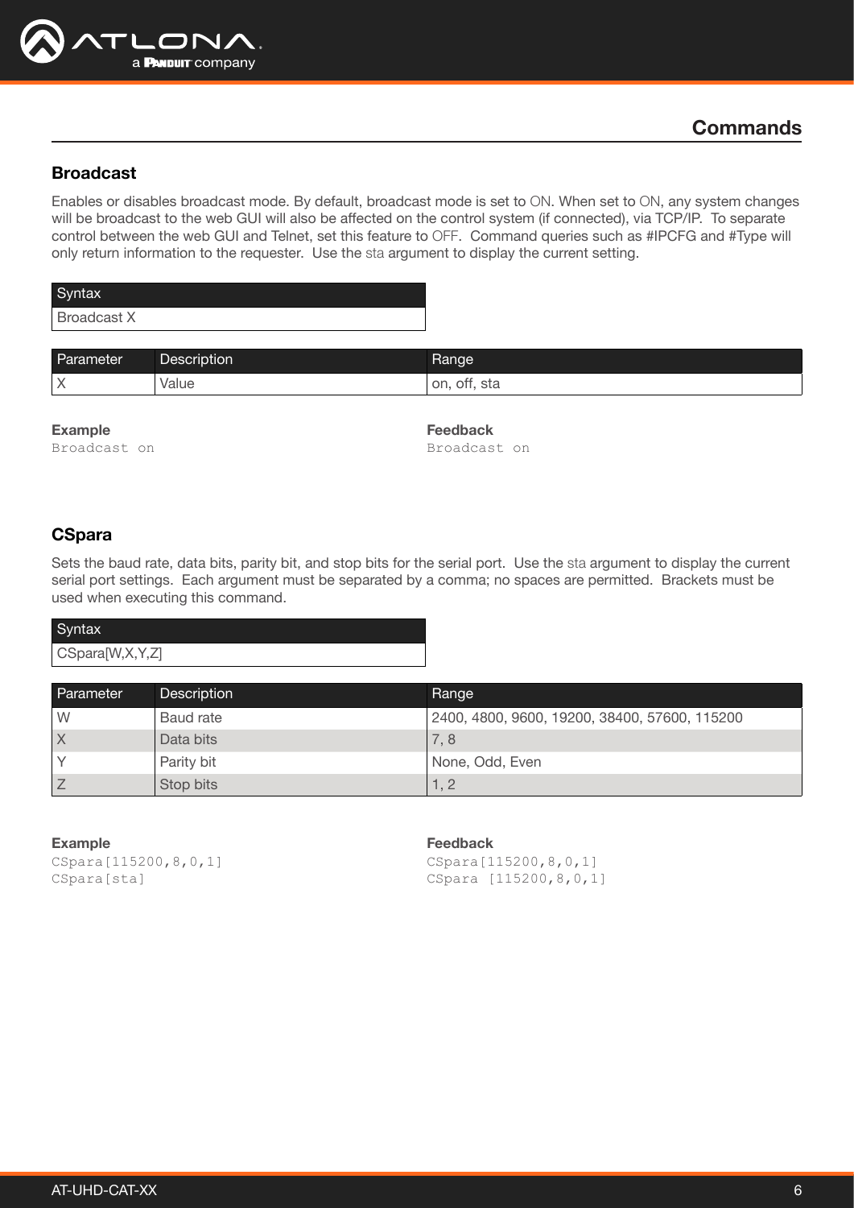## Commands

### Broadcast

Enables or disables broadcast mode. By default, broadcast mode is set to ON. When set to ON, any system changes will be broadcast to the web GUI will also be affected on the control system (if connected), via TCP/IP. To separate control between the web GUI and Telnet, set this feature to OFF. Command queries such as #IPCFG and #Type will only return information to the requester. Use the sta argument to display the current setting.

| Syntax |
|---|
| Broadcast X |

| Parameter | Description | Range |
|---|---|---|
| X | Value | on, off, sta |

**Example**

```
Broadcast on
```

**Feedback**

```
Broadcast on
```

### CSpara

Sets the baud rate, data bits, parity bit, and stop bits for the serial port. Use the sta argument to display the current serial port settings. Each argument must be separated by a comma; no spaces are permitted. Brackets must be used when executing this command.

| Syntax |
|---|
| CSpara[W,X,Y,Z] |

| Parameter | Description | Range |
|---|---|---|
| W | Baud rate | 2400, 4800, 9600, 19200, 38400, 57600, 115200 |
| X | Data bits | 7, 8 |
| Y | Parity bit | None, Odd, Even |
| Z | Stop bits | 1, 2 |

**Example**

```
CSpara[115200,8,0,1]
CSpara[sta]
```

**Feedback**

```
CSpara[115200,8,0,1]
CSpara [115200,8,0,1]
```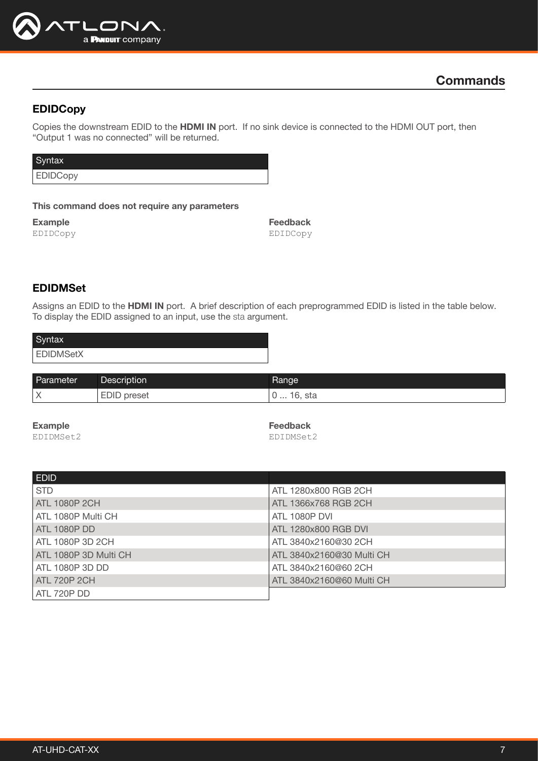## Commands

### EDIDCopy

Copies the downstream EDID to the **HDMI IN** port. If no sink device is connected to the HDMI OUT port, then "Output 1 was no connected" will be returned.

| Syntax |
|---|
| EDIDCopy |

**This command does not require any parameters**

**Example**

```
EDIDCopy
```

**Feedback**

```
EDIDCopy
```

### EDIDMSet

Assigns an EDID to the **HDMI IN** port. A brief description of each preprogrammed EDID is listed in the table below. To display the EDID assigned to an input, use the sta argument.

| Syntax |
|---|
| EDIDMSetX |

| Parameter | Description | Range |
|---|---|---|
| X | EDID preset | 0 ... 16, sta |

**Example**

```
EDIDMSet2
```

**Feedback**

```
EDIDMSet2
```

| EDID | |
|---|---|
| STD | ATL 1280x800 RGB 2CH |
| ATL 1080P 2CH | ATL 1366x768 RGB 2CH |
| ATL 1080P Multi CH | ATL 1080P DVI |
| ATL 1080P DD | ATL 1280x800 RGB DVI |
| ATL 1080P 3D 2CH | ATL 3840x2160@30 2CH |
| ATL 1080P 3D Multi CH | ATL 3840x2160@30 Multi CH |
| ATL 1080P 3D DD | ATL 3840x2160@60 2CH |
| ATL 720P 2CH | ATL 3840x2160@60 Multi CH |
| ATL 720P DD | |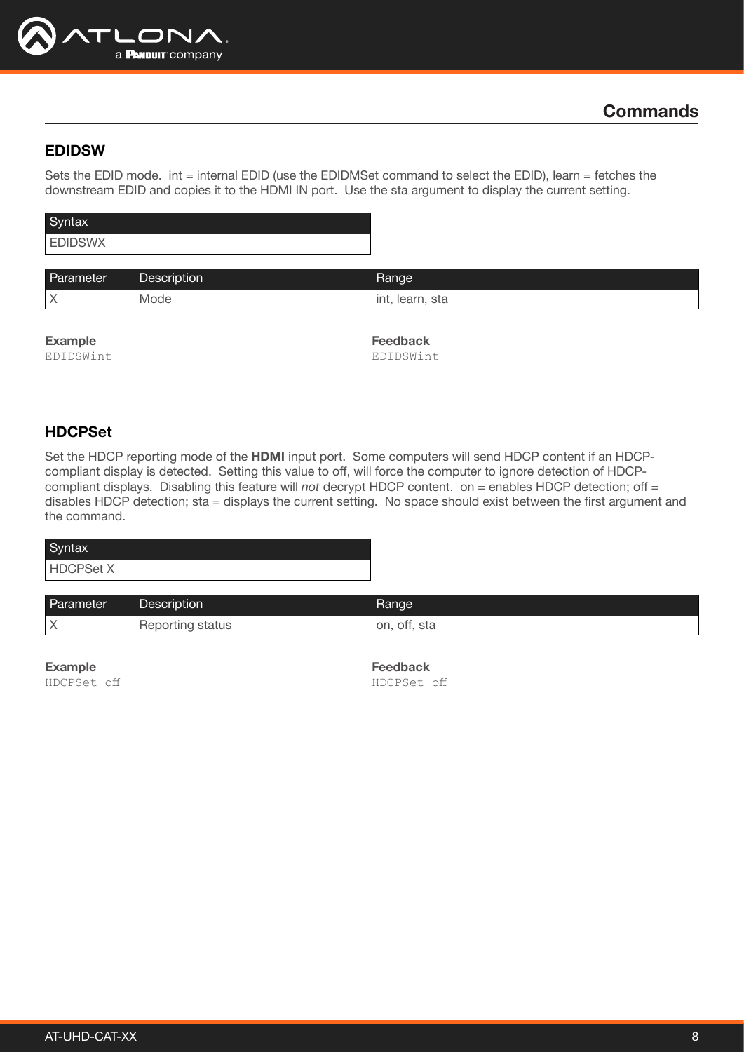## Commands

### EDIDSW

Sets the EDID mode. int = internal EDID (use the EDIDMSet command to select the EDID), learn = fetches the downstream EDID and copies it to the HDMI IN port. Use the sta argument to display the current setting.

| Syntax |
| --- |
| EDIDSWX |

| Parameter | Description | Range |
| --- | --- | --- |
| X | Mode | int, learn, sta |

**Example**

```
EDIDSWint
```

**Feedback**

```
EDIDSWint
```

### HDCPSet

Set the HDCP reporting mode of the **HDMI** input port. Some computers will send HDCP content if an HDCP-compliant display is detected. Setting this value to off, will force the computer to ignore detection of HDCP-compliant displays. Disabling this feature will *not* decrypt HDCP content. on = enables HDCP detection; off = disables HDCP detection; sta = displays the current setting. No space should exist between the first argument and the command.

| Syntax |
| --- |
| HDCPSet X |

| Parameter | Description | Range |
| --- | --- | --- |
| X | Reporting status | on, off, sta |

**Example**

```
HDCPSet off
```

**Feedback**

```
HDCPSet off
```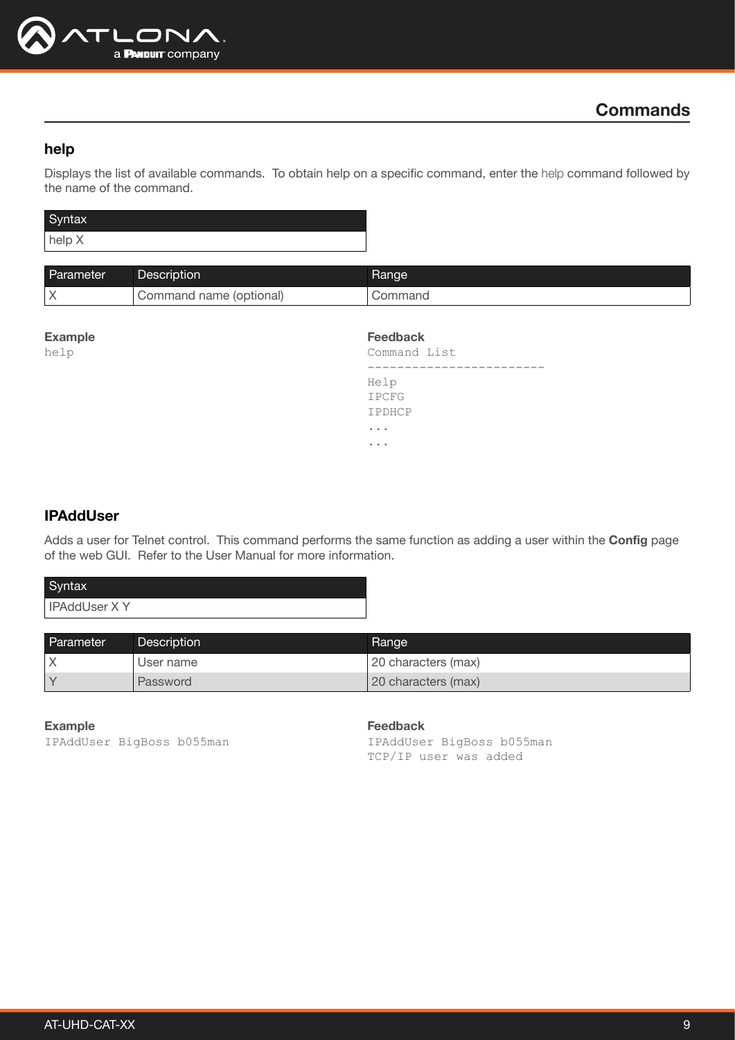## Commands

### help

Displays the list of available commands. To obtain help on a specific command, enter the help command followed by the name of the command.

| Syntax |
|---|
| help X |

| Parameter | Description | Range |
|---|---|---|
| X | Command name (optional) | Command |

**Example**

```
help
```

**Feedback**

```
Command List
------------------------
Help
IPCFG
IPDHCP
...
...
```

### IPAddUser

Adds a user for Telnet control. This command performs the same function as adding a user within the **Config** page of the web GUI. Refer to the User Manual for more information.

| Syntax |
|---|
| IPAddUser X Y |

| Parameter | Description | Range |
|---|---|---|
| X | User name | 20 characters (max) |
| Y | Password | 20 characters (max) |

**Example**

```
IPAddUser BigBoss b055man
```

**Feedback**

```
IPAddUser BigBoss b055man
TCP/IP user was added
```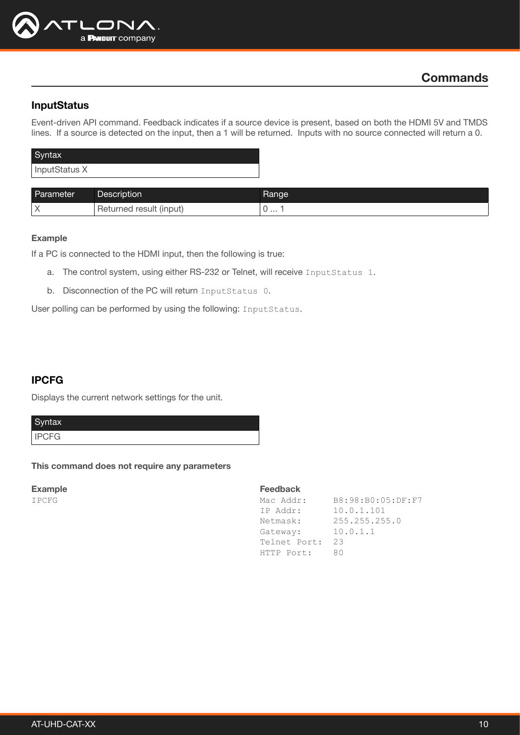## Commands

### InputStatus

Event-driven API command. Feedback indicates if a source device is present, based on both the HDMI 5V and TMDS lines. If a source is detected on the input, then a 1 will be returned. Inputs with no source connected will return a 0.

| Syntax |
|---|
| InputStatus X |

| Parameter | Description | Range |
|---|---|---|
| X | Returned result (input) | 0 ... 1 |

**Example**

If a PC is connected to the HDMI input, then the following is true:

a. The control system, using either RS-232 or Telnet, will receive `InputStatus 1`.

b. Disconnection of the PC will return `InputStatus 0`.

User polling can be performed by using the following: `InputStatus`.

### IPCFG

Displays the current network settings for the unit.

| Syntax |
|---|
| IPCFG |

**This command does not require any parameters**

**Example**

```
IPCFG
```

**Feedback**

```
Mac Addr:     B8:98:B0:05:DF:F7
IP Addr:      10.0.1.101
Netmask:      255.255.255.0
Gateway:      10.0.1.1
Telnet Port:  23
HTTP Port:    80
```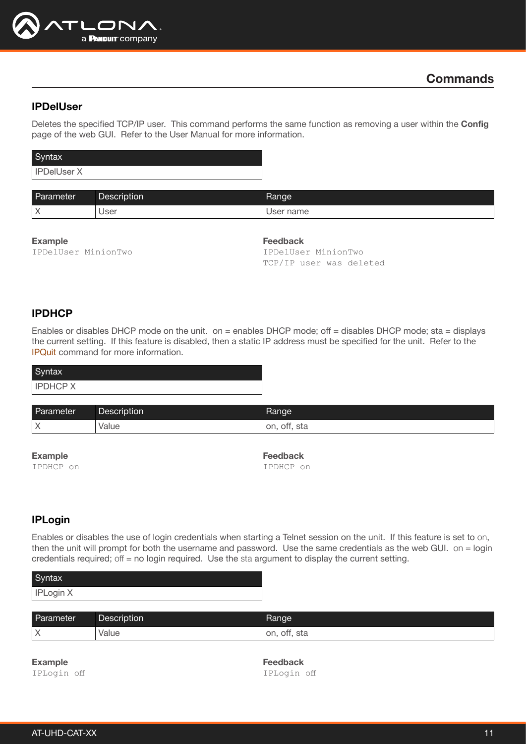## Commands

### IPDelUser

Deletes the specified TCP/IP user. This command performs the same function as removing a user within the **Config** page of the web GUI. Refer to the User Manual for more information.

| Syntax |
|---|
| IPDelUser X |

| Parameter | Description | Range |
|---|---|---|
| X | User | User name |

**Example**

```
IPDelUser MinionTwo
```

**Feedback**

```
IPDelUser MinionTwo
TCP/IP user was deleted
```

### IPDHCP

Enables or disables DHCP mode on the unit. on = enables DHCP mode; off = disables DHCP mode; sta = displays the current setting. If this feature is disabled, then a static IP address must be specified for the unit. Refer to the IPQuit command for more information.

| Syntax |
|---|
| IPDHCP X |

| Parameter | Description | Range |
|---|---|---|
| X | Value | on, off, sta |

**Example**

```
IPDHCP on
```

**Feedback**

```
IPDHCP on
```

### IPLogin

Enables or disables the use of login credentials when starting a Telnet session on the unit. If this feature is set to on, then the unit will prompt for both the username and password. Use the same credentials as the web GUI. on = login credentials required; off = no login required. Use the sta argument to display the current setting.

| Syntax |
|---|
| IPLogin X |

| Parameter | Description | Range |
|---|---|---|
| X | Value | on, off, sta |

**Example**

```
IPLogin off
```

**Feedback**

```
IPLogin off
```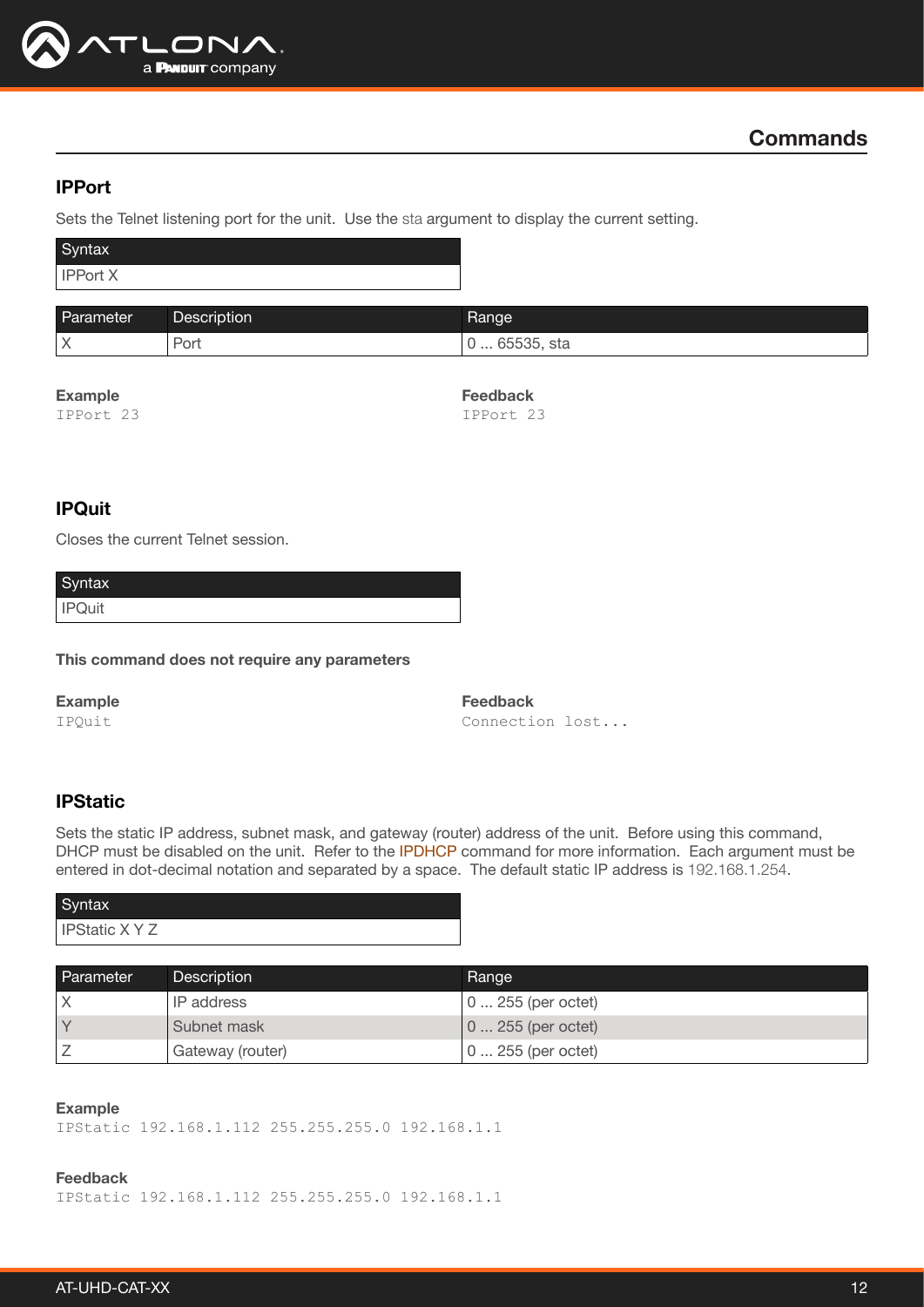## Commands

### IPPort

Sets the Telnet listening port for the unit. Use the sta argument to display the current setting.

| Syntax |
|---|
| IPPort X |

| Parameter | Description | Range |
|---|---|---|
| X | Port | 0 ... 65535, sta |

**Example**

```
IPPort 23
```

**Feedback**

```
IPPort 23
```

### IPQuit

Closes the current Telnet session.

| Syntax |
|---|
| IPQuit |

**This command does not require any parameters**

**Example**

```
IPQuit
```

**Feedback**

```
Connection lost...
```

### IPStatic

Sets the static IP address, subnet mask, and gateway (router) address of the unit. Before using this command, DHCP must be disabled on the unit. Refer to the IPDHCP command for more information. Each argument must be entered in dot-decimal notation and separated by a space. The default static IP address is 192.168.1.254.

| Syntax |
|---|
| IPStatic X Y Z |

| Parameter | Description | Range |
|---|---|---|
| X | IP address | 0 ... 255 (per octet) |
| Y | Subnet mask | 0 ... 255 (per octet) |
| Z | Gateway (router) | 0 ... 255 (per octet) |

**Example**

```
IPStatic 192.168.1.112 255.255.255.0 192.168.1.1
```

**Feedback**

```
IPStatic 192.168.1.112 255.255.255.0 192.168.1.1
```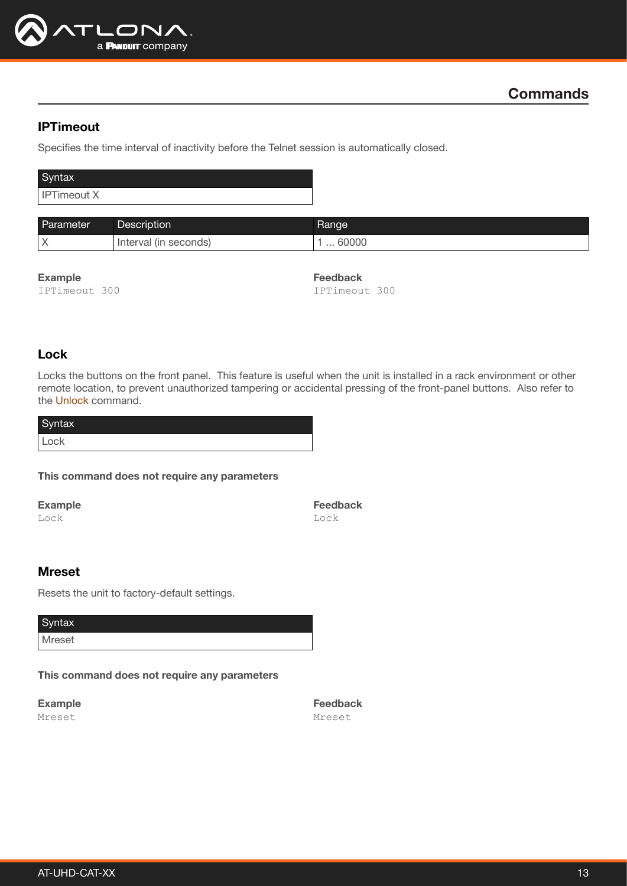## Commands

### IPTimeout

Specifies the time interval of inactivity before the Telnet session is automatically closed.

| Syntax |
| --- |
| IPTimeout X |

| Parameter | Description | Range |
| --- | --- | --- |
| X | Interval (in seconds) | 1 ... 60000 |

**Example**

```
IPTimeout 300
```

**Feedback**

```
IPTimeout 300
```

### Lock

Locks the buttons on the front panel. This feature is useful when the unit is installed in a rack environment or other remote location, to prevent unauthorized tampering or accidental pressing of the front-panel buttons. Also refer to the Unlock command.

| Syntax |
| --- |
| Lock |

**This command does not require any parameters**

**Example**

```
Lock
```

**Feedback**

```
Lock
```

### Mreset

Resets the unit to factory-default settings.

| Syntax |
| --- |
| Mreset |

**This command does not require any parameters**

**Example**

```
Mreset
```

**Feedback**

```
Mreset
```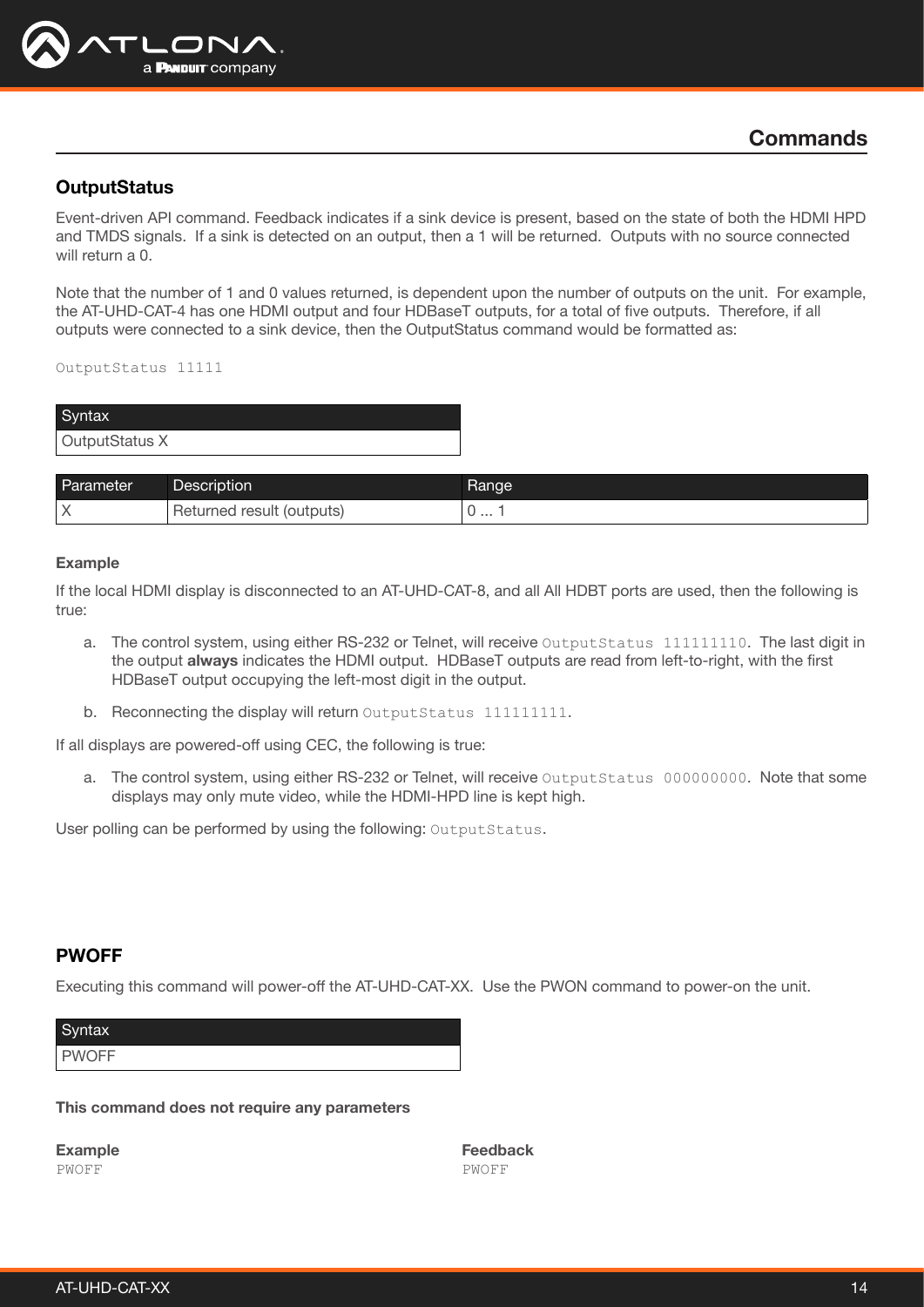# Commands

## OutputStatus

Event-driven API command. Feedback indicates if a sink device is present, based on the state of both the HDMI HPD and TMDS signals. If a sink is detected on an output, then a 1 will be returned. Outputs with no source connected will return a 0.

Note that the number of 1 and 0 values returned, is dependent upon the number of outputs on the unit. For example, the AT-UHD-CAT-4 has one HDMI output and four HDBaseT outputs, for a total of five outputs. Therefore, if all outputs were connected to a sink device, then the OutputStatus command would be formatted as:

```
OutputStatus 11111
```

| Syntax |
|---|
| OutputStatus X |

| Parameter | Description | Range |
|---|---|---|
| X | Returned result (outputs) | 0 ... 1 |

**Example**

If the local HDMI display is disconnected to an AT-UHD-CAT-8, and all All HDBT ports are used, then the following is true:

a. The control system, using either RS-232 or Telnet, will receive `OutputStatus 111111110`. The last digit in the output **always** indicates the HDMI output. HDBaseT outputs are read from left-to-right, with the first HDBaseT output occupying the left-most digit in the output.

b. Reconnecting the display will return `OutputStatus 111111111`.

If all displays are powered-off using CEC, the following is true:

a. The control system, using either RS-232 or Telnet, will receive `OutputStatus 000000000`. Note that some displays may only mute video, while the HDMI-HPD line is kept high.

User polling can be performed by using the following: `OutputStatus`.

## PWOFF

Executing this command will power-off the AT-UHD-CAT-XX. Use the PWON command to power-on the unit.

| Syntax |
|---|
| PWOFF |

**This command does not require any parameters**

**Example**

```
PWOFF
```

**Feedback**

```
PWOFF
```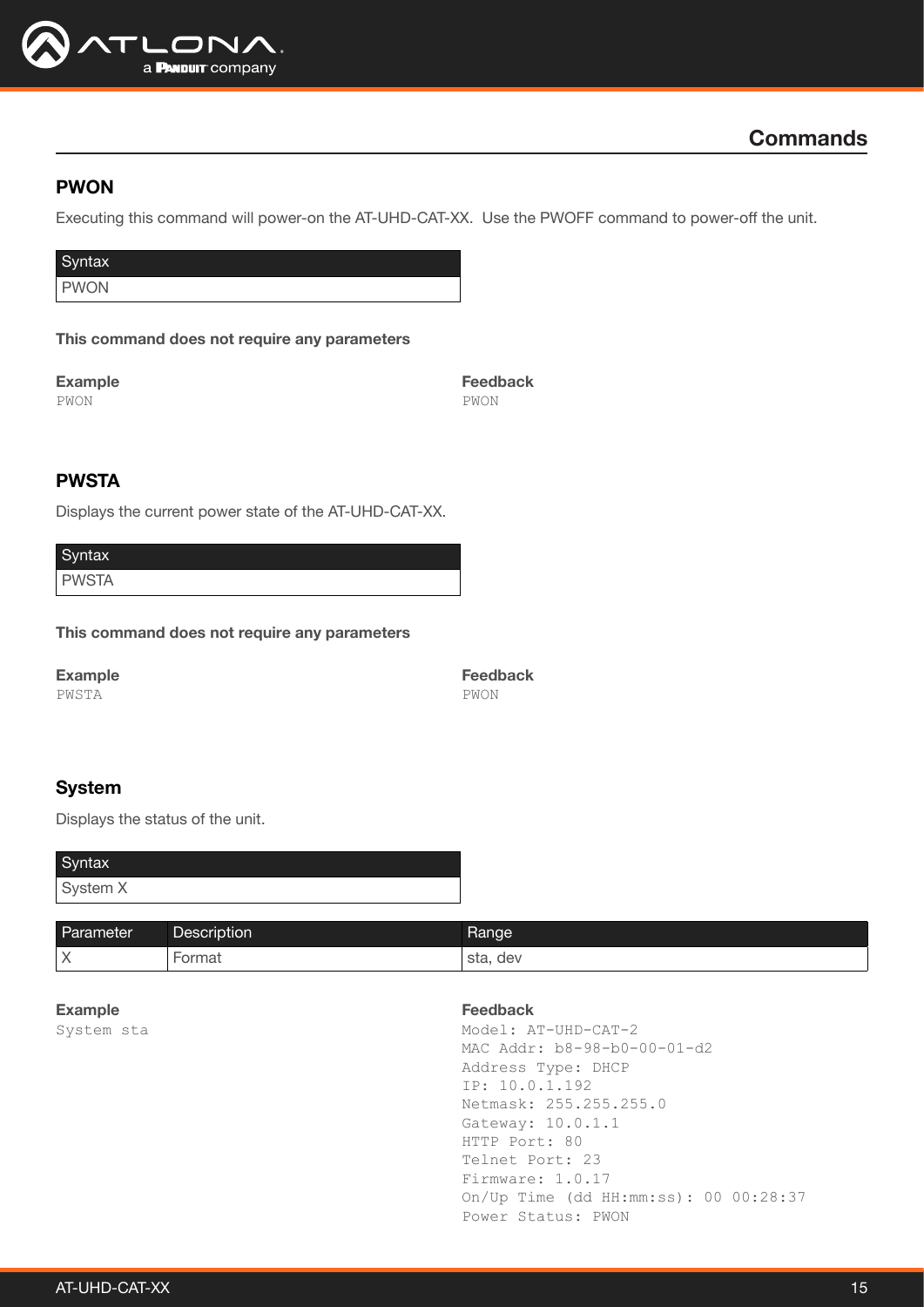## Commands

### PWON

Executing this command will power-on the AT-UHD-CAT-XX. Use the PWOFF command to power-off the unit.

| Syntax |
|---|
| PWON |

**This command does not require any parameters**

**Example**

```
PWON
```

**Feedback**

```
PWON
```

### PWSTA

Displays the current power state of the AT-UHD-CAT-XX.

| Syntax |
|---|
| PWSTA |

**This command does not require any parameters**

**Example**

```
PWSTA
```

**Feedback**

```
PWON
```

### System

Displays the status of the unit.

| Syntax |
|---|
| System X |

| Parameter | Description | Range |
|---|---|---|
| X | Format | sta, dev |

**Example**

```
System sta
```

**Feedback**

```
Model: AT-UHD-CAT-2
MAC Addr: b8-98-b0-00-01-d2
Address Type: DHCP
IP: 10.0.1.192
Netmask: 255.255.255.0
Gateway: 10.0.1.1
HTTP Port: 80
Telnet Port: 23
Firmware: 1.0.17
On/Up Time (dd HH:mm:ss): 00 00:28:37
Power Status: PWON
```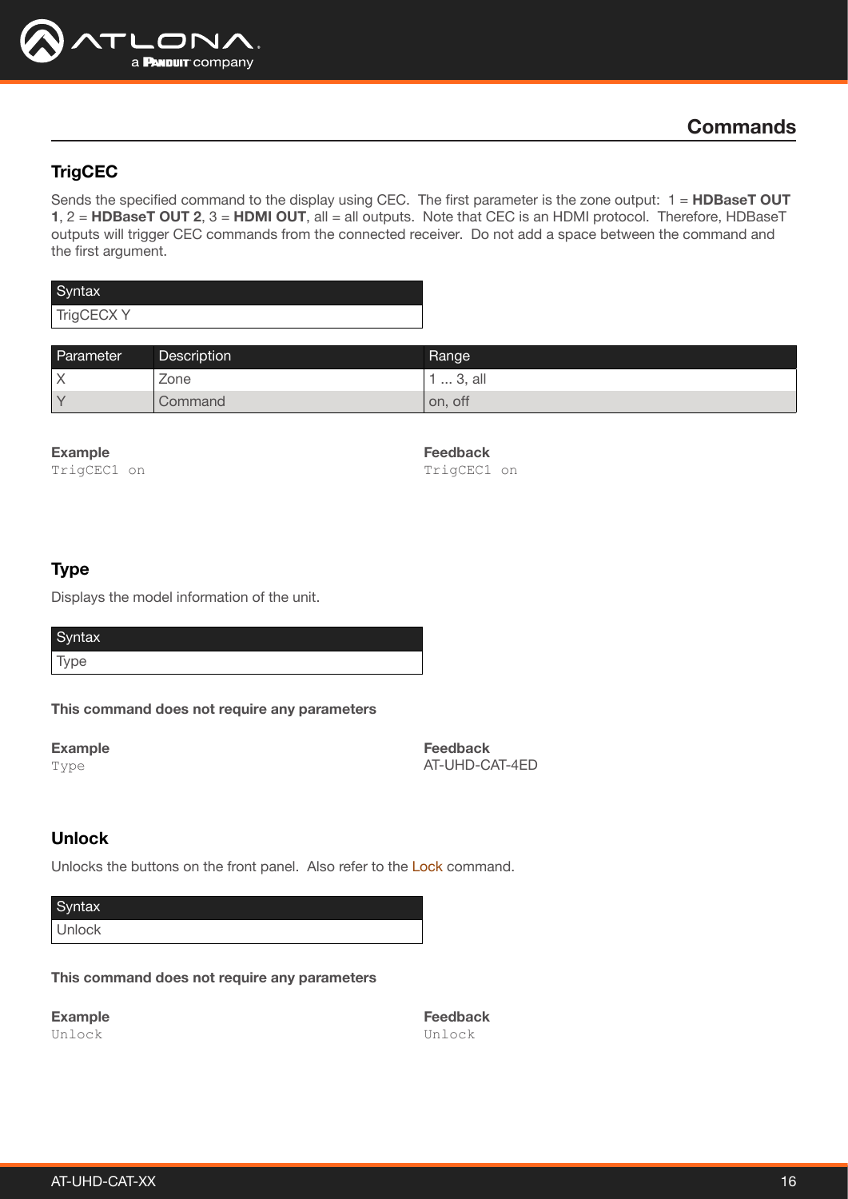## Commands

### TrigCEC

Sends the specified command to the display using CEC. The first parameter is the zone output: 1 = **HDBaseT OUT 1**, 2 = **HDBaseT OUT 2**, 3 = **HDMI OUT**, all = all outputs. Note that CEC is an HDMI protocol. Therefore, HDBaseT outputs will trigger CEC commands from the connected receiver. Do not add a space between the command and the first argument.

| Syntax |
| --- |
| TrigCECX Y |

| Parameter | Description | Range |
| --- | --- | --- |
| X | Zone | 1 ... 3, all |
| Y | Command | on, off |

**Example**

```
TrigCEC1 on
```

**Feedback**

```
TrigCEC1 on
```

### Type

Displays the model information of the unit.

| Syntax |
| --- |
| Type |

**This command does not require any parameters**

**Example**

```
Type
```

**Feedback**

AT-UHD-CAT-4ED

### Unlock

Unlocks the buttons on the front panel. Also refer to the Lock command.

| Syntax |
| --- |
| Unlock |

**This command does not require any parameters**

**Example**

```
Unlock
```

**Feedback**

```
Unlock
```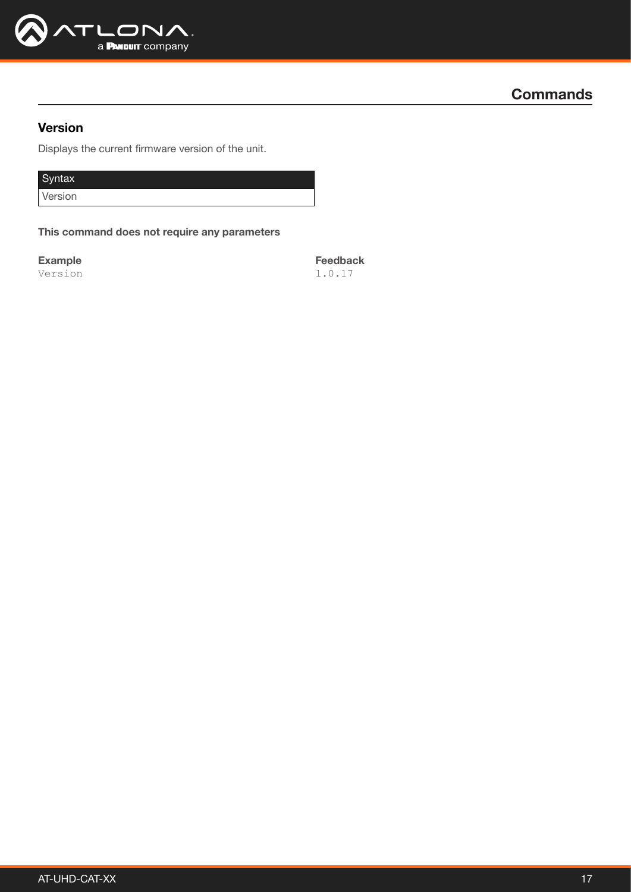## Commands

### Version

Displays the current firmware version of the unit.

| Syntax |
| --- |
| Version |

**This command does not require any parameters**

| Example | Feedback |
| --- | --- |
| `Version` | `1.0.17` |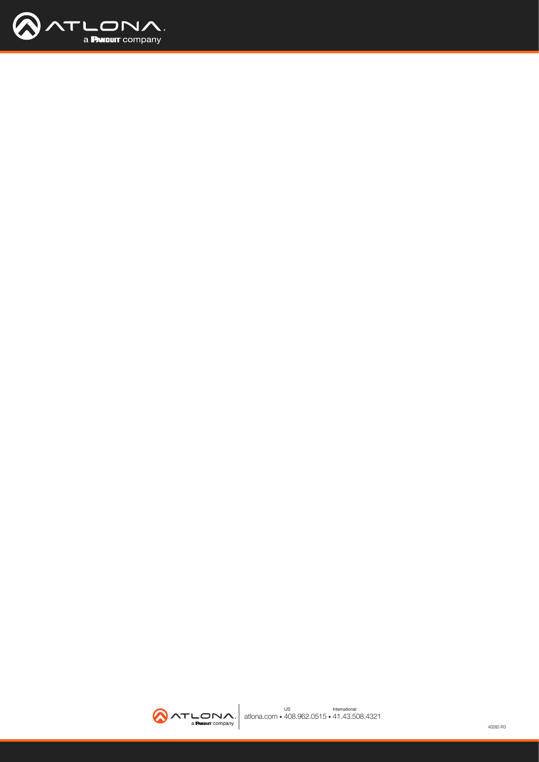atlona.com • US 408.962.0515 • International 41.43.508.4321

40282-R3